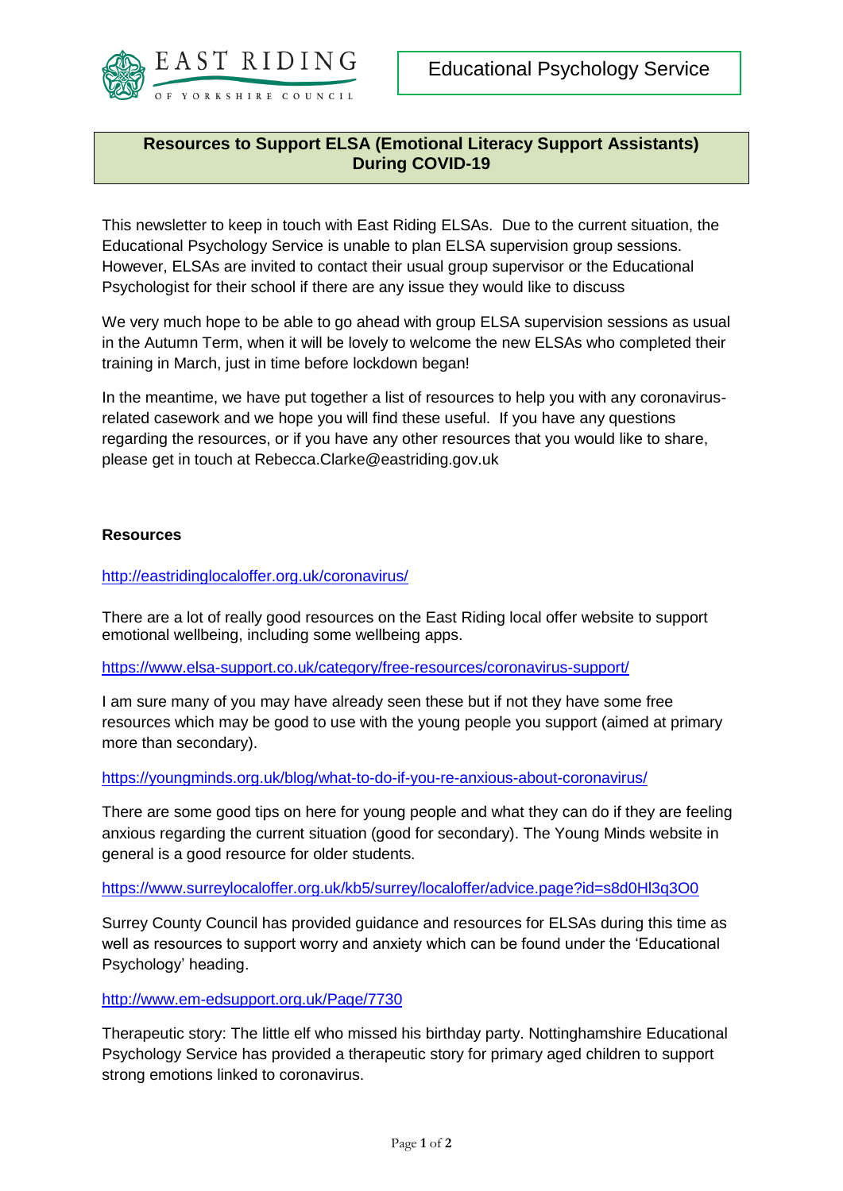EAST RIDING
OF YORKSHIRE COUNCIL

Educational Psychology Service

## Resources to Support ELSA (Emotional Literacy Support Assistants) During COVID-19

This newsletter to keep in touch with East Riding ELSAs. Due to the current situation, the Educational Psychology Service is unable to plan ELSA supervision group sessions. However, ELSAs are invited to contact their usual group supervisor or the Educational Psychologist for their school if there are any issue they would like to discuss

We very much hope to be able to go ahead with group ELSA supervision sessions as usual in the Autumn Term, when it will be lovely to welcome the new ELSAs who completed their training in March, just in time before lockdown began!

In the meantime, we have put together a list of resources to help you with any coronavirus-related casework and we hope you will find these useful. If you have any questions regarding the resources, or if you have any other resources that you would like to share, please get in touch at Rebecca.Clarke@eastriding.gov.uk

**Resources**

http://eastridinglocaloffer.org.uk/coronavirus/

There are a lot of really good resources on the East Riding local offer website to support emotional wellbeing, including some wellbeing apps.

https://www.elsa-support.co.uk/category/free-resources/coronavirus-support/

I am sure many of you may have already seen these but if not they have some free resources which may be good to use with the young people you support (aimed at primary more than secondary).

https://youngminds.org.uk/blog/what-to-do-if-you-re-anxious-about-coronavirus/

There are some good tips on here for young people and what they can do if they are feeling anxious regarding the current situation (good for secondary). The Young Minds website in general is a good resource for older students.

https://www.surreylocaloffer.org.uk/kb5/surrey/localoffer/advice.page?id=s8d0Hl3q3O0

Surrey County Council has provided guidance and resources for ELSAs during this time as well as resources to support worry and anxiety which can be found under the 'Educational Psychology' heading.

http://www.em-edsupport.org.uk/Page/7730

Therapeutic story: The little elf who missed his birthday party. Nottinghamshire Educational Psychology Service has provided a therapeutic story for primary aged children to support strong emotions linked to coronavirus.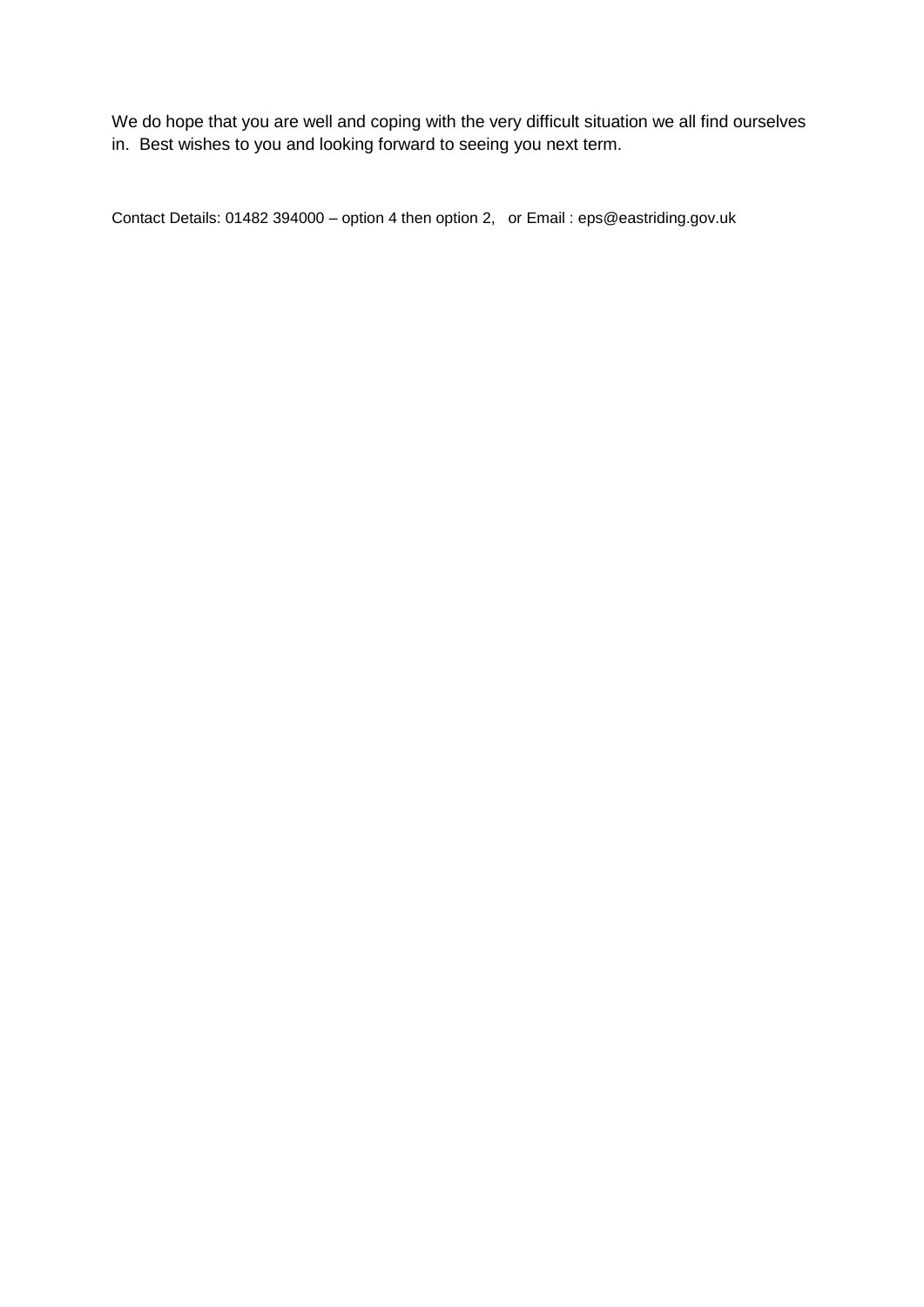We do hope that you are well and coping with the very difficult situation we all find ourselves in. Best wishes to you and looking forward to seeing you next term.

Contact Details: 01482 394000 – option 4 then option 2, or Email : eps@eastriding.gov.uk